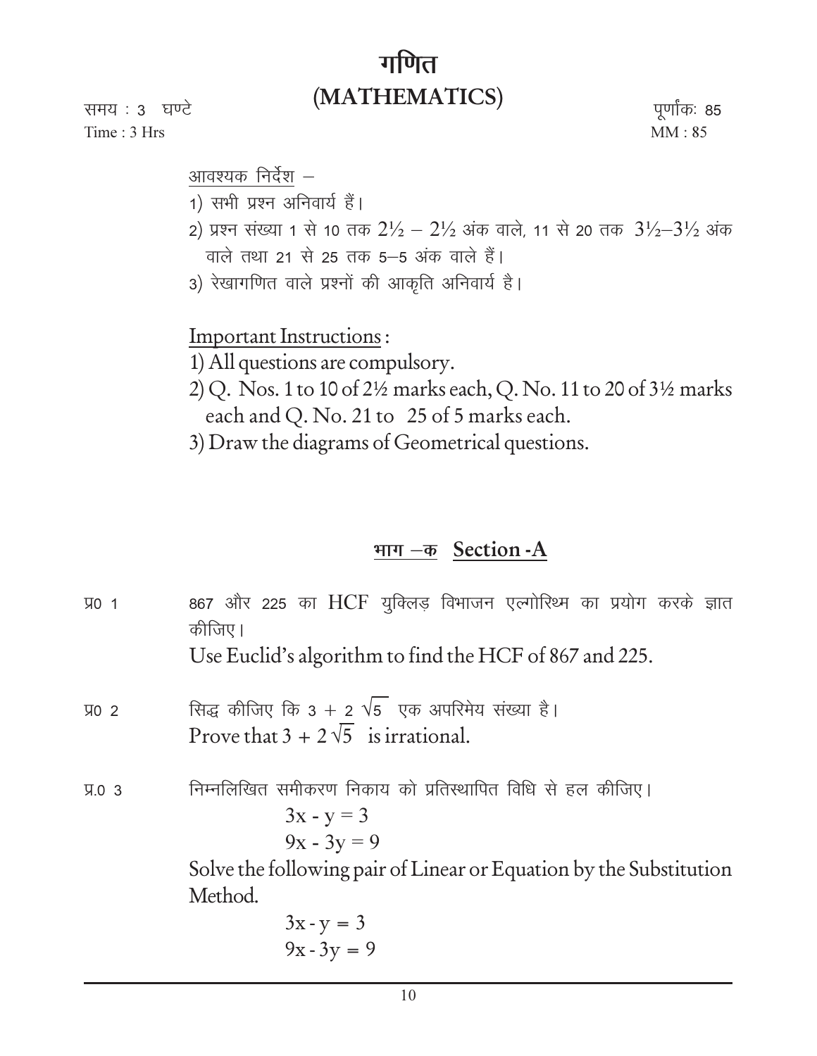# गणित
# (MATHEMATICS)

समय : 3 घण्टे
Time : 3 Hrs

पूर्णांकः 85
MM : 85

आवश्यक निर्देश –

1) सभी प्रश्न अनिवार्य हैं।
2) प्रश्न संख्या 1 से 10 तक $2\frac{1}{2}$ – $2\frac{1}{2}$ अंक वाले, 11 से 20 तक $3\frac{1}{2}$–$3\frac{1}{2}$ अंक वाले तथा 21 से 25 तक 5–5 अंक वाले हैं।
3) रेखागणित वाले प्रश्नों की आकृति अनिवार्य है।

Important Instructions :

1) All questions are compulsory.
2) Q. Nos. 1 to 10 of $2\frac{1}{2}$ marks each, Q. No. 11 to 20 of $3\frac{1}{2}$ marks each and Q. No. 21 to 25 of 5 marks each.
3) Draw the diagrams of Geometrical questions.

## भाग –क Section -A

**प्र0 1** 867 और 225 का HCF युक्लिड़ विभाजन एल्गोरिथ्म का प्रयोग करके ज्ञात कीजिए।
Use Euclid's algorithm to find the HCF of 867 and 225.

**प्र0 2** सिद्ध कीजिए कि $3 + 2\sqrt{5}$ एक अपरिमेय संख्या है।
Prove that $3 + 2\sqrt{5}$ is irrational.

**प्र.0 3** निम्नलिखित समीकरण निकाय को प्रतिस्थापित विधि से हल कीजिए।

$$3x - y = 3$$
$$9x - 3y = 9$$

Solve the following pair of Linear or Equation by the Substitution Method.

$$3x - y = 3$$
$$9x - 3y = 9$$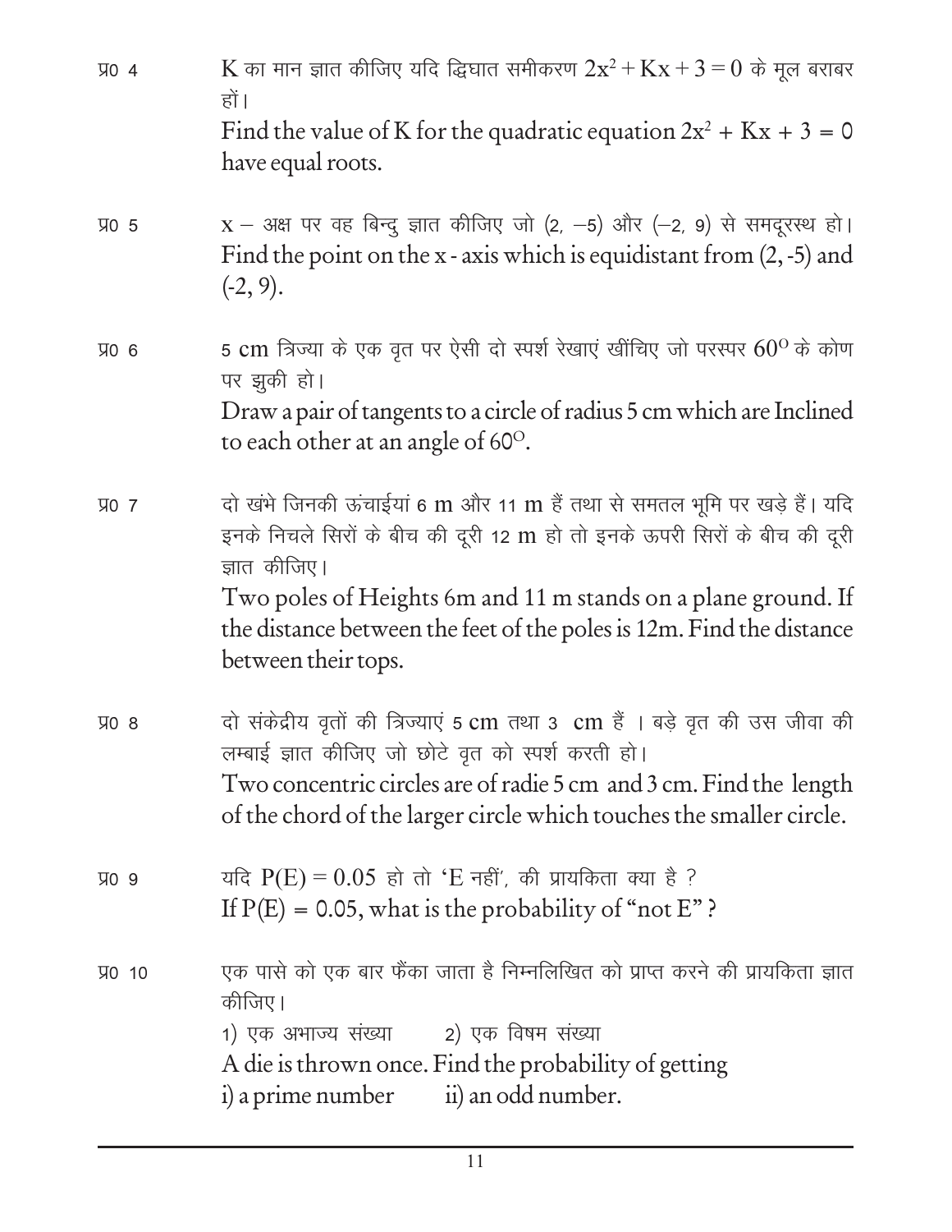प्र0 4 K का मान ज्ञात कीजिए यदि द्विघात समीकरण $2x^2 + Kx + 3 = 0$ के मूल बराबर हों।

Find the value of K for the quadratic equation $2x^2 + Kx + 3 = 0$ have equal roots.

प्र0 5 x – अक्ष पर वह बिन्दु ज्ञात कीजिए जो (2, –5) और (–2, 9) से समदूरस्थ हो।

Find the point on the x - axis which is equidistant from (2, -5) and (-2, 9).

प्र0 6 5 cm त्रिज्या के एक वृत पर ऐसी दो स्पर्श रेखाएं खींचिए जो परस्पर $60^{O}$ के कोण पर झुकी हो।

Draw a pair of tangents to a circle of radius 5 cm which are Inclined to each other at an angle of $60^{O}$.

प्र0 7 दो खंभे जिनकी ऊंचाईयां 6 m और 11 m हैं तथा से समतल भूमि पर खड़े हैं। यदि इनके निचले सिरों के बीच की दूरी 12 m हो तो इनके ऊपरी सिरों के बीच की दूरी ज्ञात कीजिए।

Two poles of Heights 6m and 11 m stands on a plane ground. If the distance between the feet of the poles is 12m. Find the distance between their tops.

प्र0 8 दो संकेद्रीय वृतों की त्रिज्याएं 5 cm तथा 3 cm हैं । बड़े वृत की उस जीवा की लम्बाई ज्ञात कीजिए जो छोटे वृत को स्पर्श करती हो।

Two concentric circles are of radie 5 cm and 3 cm. Find the length of the chord of the larger circle which touches the smaller circle.

प्र0 9 यदि $P(E) = 0.05$ हो तो 'E नहीं', की प्रायकिता क्या है ?

If $P(E) = 0.05$, what is the probability of "not E" ?

प्र0 10 एक पासे को एक बार फैंका जाता है निम्नलिखित को प्राप्त करने की प्रायकिता ज्ञात कीजिए।

1) एक अभाज्य संख्या 2) एक विषम संख्या

A die is thrown once. Find the probability of getting

i) a prime number ii) an odd number.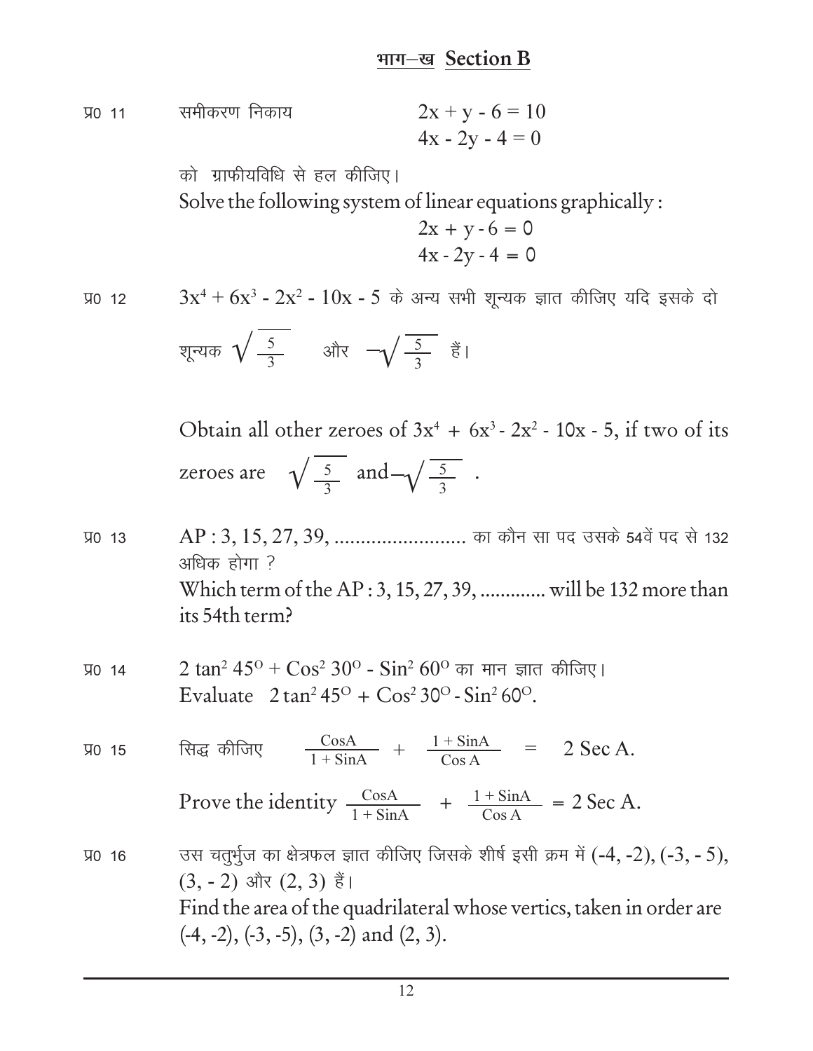## भाग–ख Section B

प्र0 11 समीकरण निकाय

$$2x + y - 6 = 10$$
$$4x - 2y - 4 = 0$$

को ग्राफीयविधि से हल कीजिए।

Solve the following system of linear equations graphically :

$$2x + y - 6 = 0$$
$$4x - 2y - 4 = 0$$

प्र0 12 $3x^4 + 6x^3 - 2x^2 - 10x - 5$ के अन्य सभी शून्यक ज्ञात कीजिए यदि इसके दो शून्यक $\sqrt{\frac{5}{3}}$ और $-\sqrt{\frac{5}{3}}$ हैं।

Obtain all other zeroes of $3x^4 + 6x^3 - 2x^2 - 10x - 5$, if two of its zeroes are $\sqrt{\frac{5}{3}}$ and $-\sqrt{\frac{5}{3}}$ .

प्र0 13 AP : 3, 15, 27, 39, ......................... का कौन सा पद उसके 54वें पद से 132 अधिक होगा ?

Which term of the AP : 3, 15, 27, 39, ............. will be 132 more than its 54th term?

प्र0 14 $2 \tan^2 45^{\circ} + \cos^2 30^{\circ} - \sin^2 60^{\circ}$ का मान ज्ञात कीजिए।

Evaluate $2 \tan^2 45^{\circ} + \cos^2 30^{\circ} - \sin^2 60^{\circ}$.

प्र0 15 सिद्ध कीजिए $\frac{\cos A}{1 + \sin A} + \frac{1 + \sin A}{\cos A} = 2 \sec A$.

Prove the identity $\frac{\cos A}{1 + \sin A} + \frac{1 + \sin A}{\cos A} = 2 \sec A$.

प्र0 16 उस चतुर्भुज का क्षेत्रफल ज्ञात कीजिए जिसके शीर्ष इसी क्रम में (-4, -2), (-3, - 5), (3, - 2) और (2, 3) हैं।

Find the area of the quadrilateral whose vertics, taken in order are (-4, -2), (-3, -5), (3, -2) and (2, 3).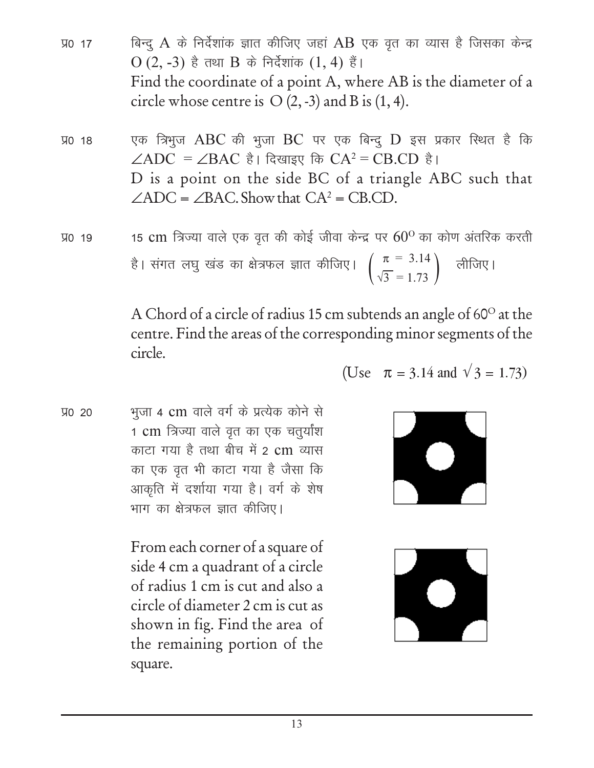प्र0 17 बिन्दु A के निर्देशांक ज्ञात कीजिए जहां AB एक वृत का व्यास है जिसका केन्द्र O (2, -3) है तथा B के निर्देशांक (1, 4) हैं।

Find the coordinate of a point A, where AB is the diameter of a circle whose centre is O (2, -3) and B is (1, 4).

प्र0 18 एक त्रिभुज ABC की भुजा BC पर एक बिन्दु D इस प्रकार स्थित है कि $\angle ADC = \angle BAC$ है। दिखाइए कि $CA^2 = CB.CD$ है।

D is a point on the side BC of a triangle ABC such that $\angle ADC = \angle BAC$. Show that $CA^2 = CB.CD$.

प्र0 19 15 cm त्रिज्या वाले एक वृत की कोई जीवा केन्द्र पर $60^O$ का कोण अंतरिक करती है। संगत लघु खंड का क्षेत्रफल ज्ञात कीजिए। $\begin{pmatrix} \pi = 3.14 \\ \sqrt{3} = 1.73 \end{pmatrix}$ लीजिए।

A Chord of a circle of radius 15 cm subtends an angle of $60^O$ at the centre. Find the areas of the corresponding minor segments of the circle.

(Use $\pi = 3.14$ and $\sqrt{3} = 1.73$)

प्र0 20 भुजा 4 cm वाले वर्ग के प्रत्येक कोने से 1 cm त्रिज्या वाले वृत का एक चतुर्थांश काटा गया है तथा बीच में 2 cm व्यास का एक वृत भी काटा गया है जैसा कि आकृति में दर्शाया गया है। वर्ग के शेष भाग का क्षेत्रफल ज्ञात कीजिए।

From each corner of a square of side 4 cm a quadrant of a circle of radius 1 cm is cut and also a circle of diameter 2 cm is cut as shown in fig. Find the area of the remaining portion of the square.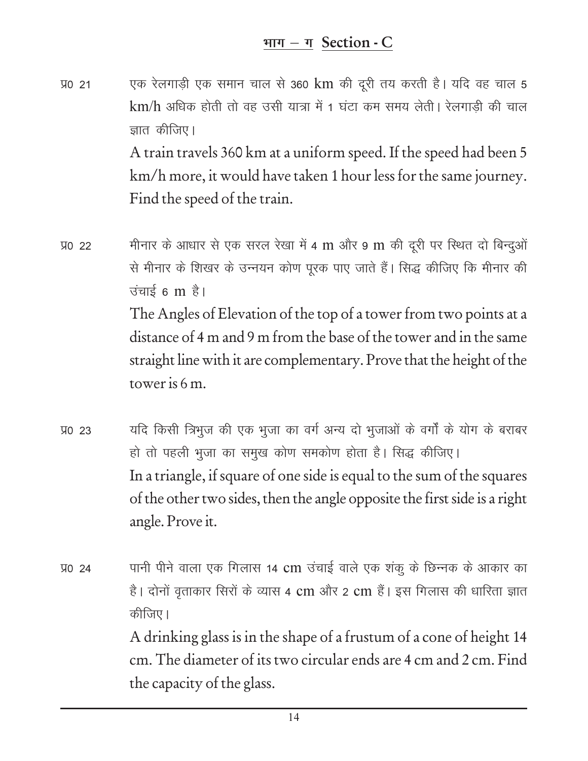## भाग – ग Section - C

प्र0 21 एक रेलगाड़ी एक समान चाल से 360 km की दूरी तय करती है। यदि वह चाल 5 km/h अधिक होती तो वह उसी यात्रा में 1 घंटा कम समय लेती। रेलगाड़ी की चाल ज्ञात कीजिए।

A train travels 360 km at a uniform speed. If the speed had been 5 km/h more, it would have taken 1 hour less for the same journey. Find the speed of the train.

प्र0 22 मीनार के आधार से एक सरल रेखा में 4 m और 9 m की दूरी पर स्थित दो बिन्दुओं से मीनार के शिखर के उन्नयन कोण पूरक पाए जाते हैं। सिद्ध कीजिए कि मीनार की उंचाई 6 m है।

The Angles of Elevation of the top of a tower from two points at a distance of 4 m and 9 m from the base of the tower and in the same straight line with it are complementary. Prove that the height of the tower is 6 m.

प्र0 23 यदि किसी त्रिभुज की एक भुजा का वर्ग अन्य दो भुजाओं के वर्गों के योग के बराबर हो तो पहली भुजा का समुख कोण समकोण होता है। सिद्ध कीजिए।

In a triangle, if square of one side is equal to the sum of the squares of the other two sides, then the angle opposite the first side is a right angle. Prove it.

प्र0 24 पानी पीने वाला एक गिलास 14 cm उंचाई वाले एक शंकु के छिन्नक के आकार का है। दोनों वृताकार सिरों के व्यास 4 cm और 2 cm हैं। इस गिलास की धारिता ज्ञात कीजिए।

A drinking glass is in the shape of a frustum of a cone of height 14 cm. The diameter of its two circular ends are 4 cm and 2 cm. Find the capacity of the glass.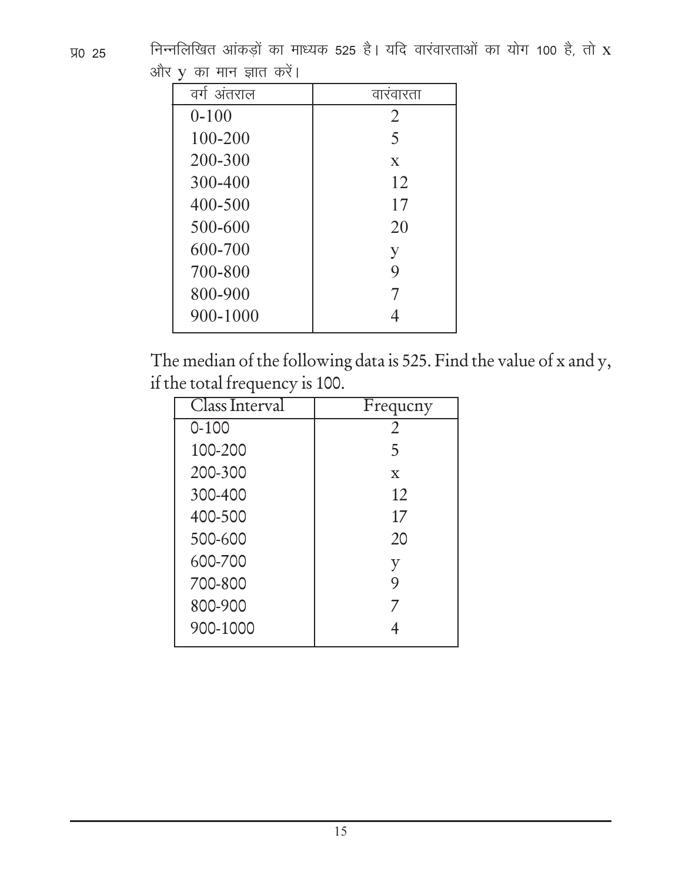प्र0 25 निम्नलिखित आंकड़ों का माध्यक 525 है। यदि वारंवारताओं का योग 100 है, तो $x$ और $y$ का मान ज्ञात करें।

| वर्ग अंतराल | वारंवारता |
|---|---|
| 0-100 | 2 |
| 100-200 | 5 |
| 200-300 | x |
| 300-400 | 12 |
| 400-500 | 17 |
| 500-600 | 20 |
| 600-700 | y |
| 700-800 | 9 |
| 800-900 | 7 |
| 900-1000 | 4 |

The median of the following data is 525. Find the value of x and y, if the total frequency is 100.

| Class Interval | Frequcny |
|---|---|
| 0-100 | 2 |
| 100-200 | 5 |
| 200-300 | x |
| 300-400 | 12 |
| 400-500 | 17 |
| 500-600 | 20 |
| 600-700 | y |
| 700-800 | 9 |
| 800-900 | 7 |
| 900-1000 | 4 |